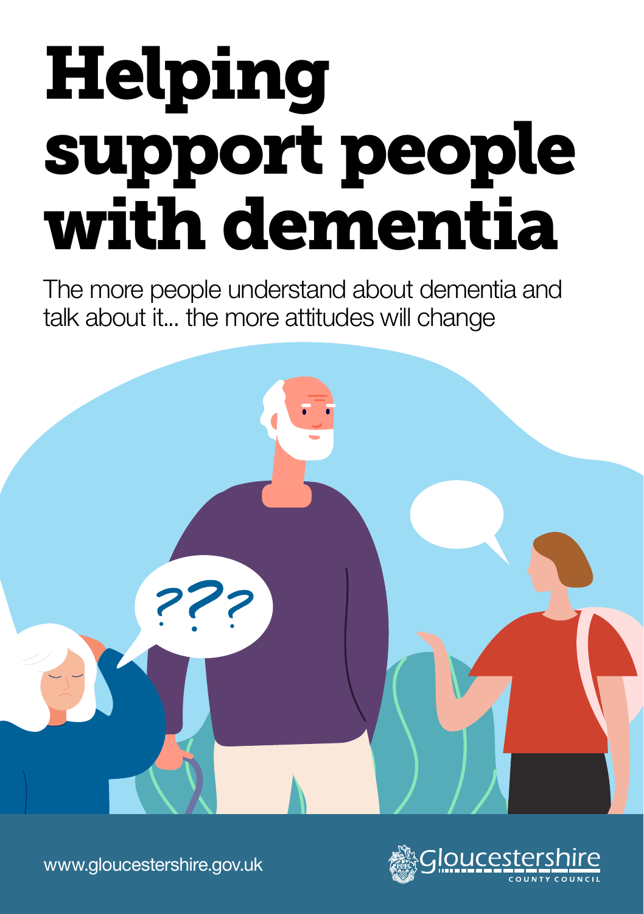# Helping support people with dementia

The more people understand about dementia and talk about it... the more attitudes will change

www.gloucestershire.gov.uk

Gloucestershire County Council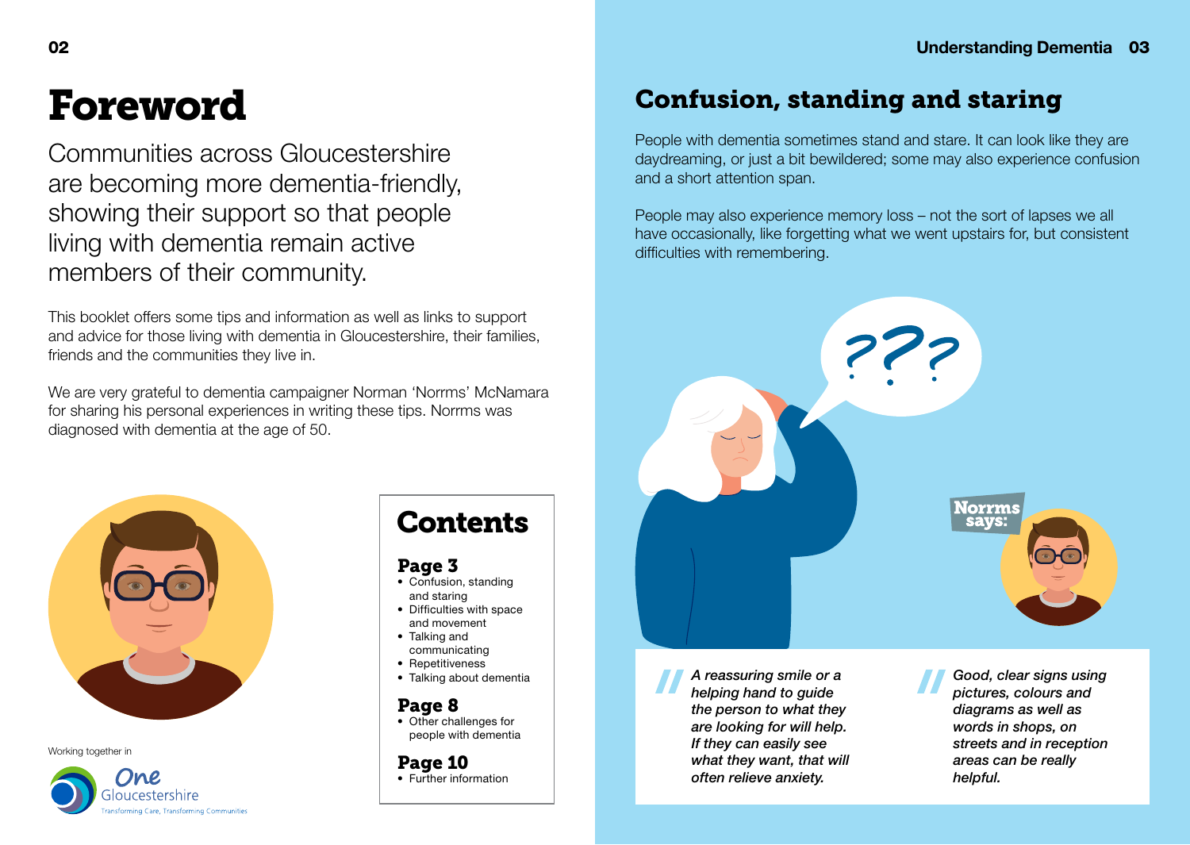# Foreword

Communities across Gloucestershire are becoming more dementia-friendly, showing their support so that people living with dementia remain active members of their community.

This booklet offers some tips and information as well as links to support and advice for those living with dementia in Gloucestershire, their families, friends and the communities they live in.

We are very grateful to dementia campaigner Norman 'Norrms' McNamara for sharing his personal experiences in writing these tips. Norrms was diagnosed with dementia at the age of 50.

Working together in One Gloucestershire — Transforming Care, Transforming Communities

## Contents

**Page 3**
- Confusion, standing and staring
- Difficulties with space and movement
- Talking and communicating
- Repetitiveness
- Talking about dementia

**Page 8**
- Other challenges for people with dementia

**Page 10**
- Further information

## Confusion, standing and staring

People with dementia sometimes stand and stare. It can look like they are daydreaming, or just a bit bewildered; some may also experience confusion and a short attention span.

People may also experience memory loss – not the sort of lapses we all have occasionally, like forgetting what we went upstairs for, but consistent difficulties with remembering.

**Norrms says:**

*"A reassuring smile or a helping hand to guide the person to what they are looking for will help. If they can easily see what they want, that will often relieve anxiety.*

*"Good, clear signs using pictures, colours and diagrams as well as words in shops, on streets and in reception areas can be really helpful.*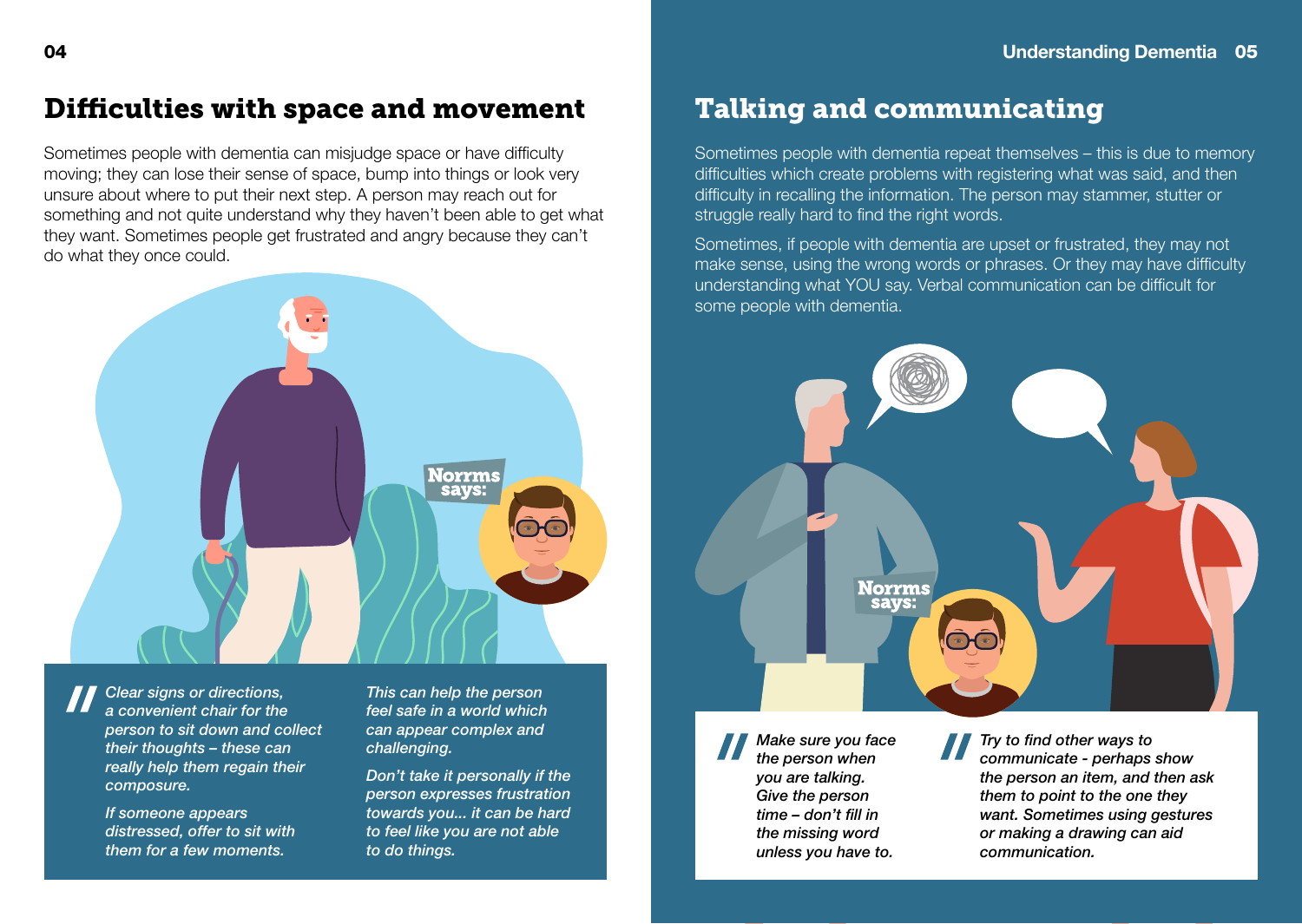## Difficulties with space and movement

Sometimes people with dementia can misjudge space or have difficulty moving; they can lose their sense of space, bump into things or look very unsure about where to put their next step. A person may reach out for something and not quite understand why they haven't been able to get what they want. Sometimes people get frustrated and angry because they can't do what they once could.

**Norrms says:**

*Clear signs or directions, a convenient chair for the person to sit down and collect their thoughts – these can really help them regain their composure.*

*If someone appears distressed, offer to sit with them for a few moments.*

*This can help the person feel safe in a world which can appear complex and challenging.*

*Don't take it personally if the person expresses frustration towards you... it can be hard to feel like you are not able to do things.*

## Talking and communicating

Sometimes people with dementia repeat themselves – this is due to memory difficulties which create problems with registering what was said, and then difficulty in recalling the information. The person may stammer, stutter or struggle really hard to find the right words.

Sometimes, if people with dementia are upset or frustrated, they may not make sense, using the wrong words or phrases. Or they may have difficulty understanding what YOU say. Verbal communication can be difficult for some people with dementia.

**Norrms says:**

*Make sure you face the person when you are talking. Give the person time – don't fill in the missing word unless you have to.*

*Try to find other ways to communicate - perhaps show the person an item, and then ask them to point to the one they want. Sometimes using gestures or making a drawing can aid communication.*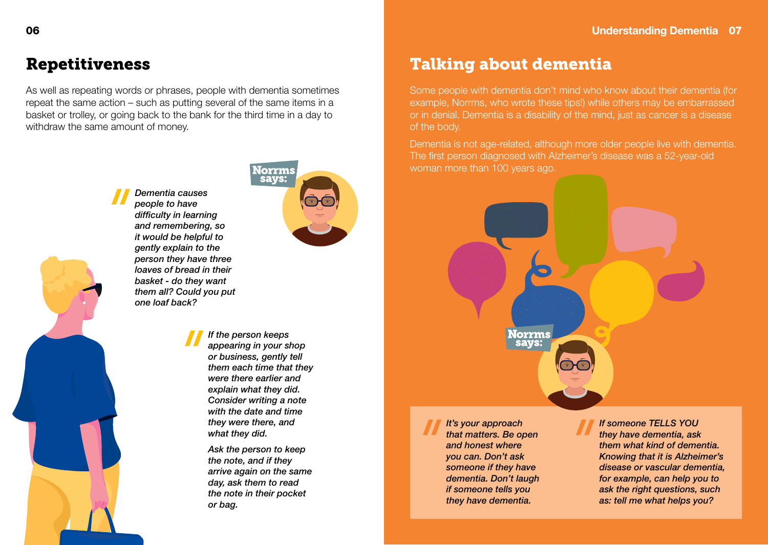## Repetitiveness

As well as repeating words or phrases, people with dementia sometimes repeat the same action – such as putting several of the same items in a basket or trolley, or going back to the bank for the third time in a day to withdraw the same amount of money.

**Norrms says:**

> *Dementia causes people to have difficulty in learning and remembering, so it would be helpful to gently explain to the person they have three loaves of bread in their basket - do they want them all? Could you put one loaf back?*

> *If the person keeps appearing in your shop or business, gently tell them each time that they were there earlier and explain what they did. Consider writing a note with the date and time they were there, and what they did.*
>
> *Ask the person to keep the note, and if they arrive again on the same day, ask them to read the note in their pocket or bag.*

## Talking about dementia

Some people with dementia don't mind who know about their dementia (for example, Norrms, who wrote these tips!) while others may be embarrassed or in denial. Dementia is a disability of the mind, just as cancer is a disease of the body.

Dementia is not age-related, although more older people live with dementia. The first person diagnosed with Alzheimer's disease was a 52-year-old woman more than 100 years ago.

**Norrms says:**

> *It's your approach that matters. Be open and honest where you can. Don't ask someone if they have dementia. Don't laugh if someone tells you they have dementia.*

> *If someone TELLS YOU they have dementia, ask them what kind of dementia. Knowing that it is Alzheimer's disease or vascular dementia, for example, can help you to ask the right questions, such as: tell me what helps you?*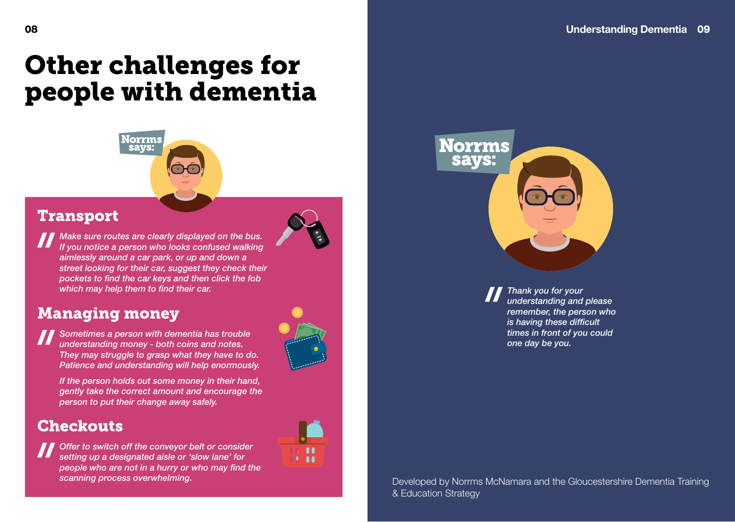# Other challenges for people with dementia

Norrms says:

## Transport

*Make sure routes are clearly displayed on the bus. If you notice a person who looks confused walking aimlessly around a car park, or up and down a street looking for their car, suggest they check their pockets to find the car keys and then click the fob which may help them to find their car.*

## Managing money

*Sometimes a person with dementia has trouble understanding money - both coins and notes. They may struggle to grasp what they have to do. Patience and understanding will help enormously.*

*If the person holds out some money in their hand, gently take the correct amount and encourage the person to put their change away safely.*

## Checkouts

*Offer to switch off the conveyor belt or consider setting up a designated aisle or 'slow lane' for people who are not in a hurry or who may find the scanning process overwhelming.*

Norrms says:

*Thank you for your understanding and please remember, the person who is having these difficult times in front of you could one day be you.*

Developed by Norrms McNamara and the Gloucestershire Dementia Training & Education Strategy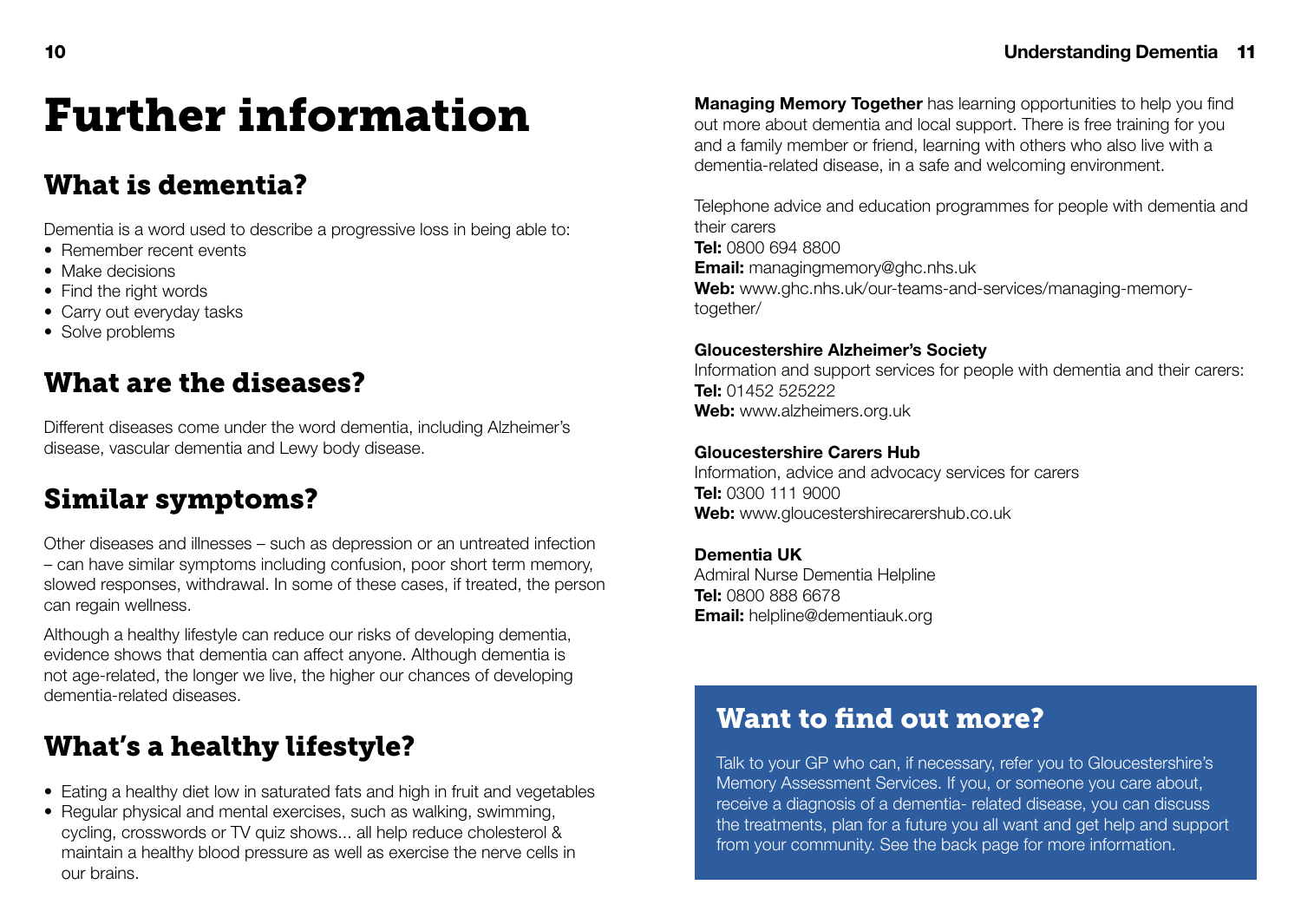# Further information

## What is dementia?

Dementia is a word used to describe a progressive loss in being able to:

- Remember recent events
- Make decisions
- Find the right words
- Carry out everyday tasks
- Solve problems

## What are the diseases?

Different diseases come under the word dementia, including Alzheimer's disease, vascular dementia and Lewy body disease.

## Similar symptoms?

Other diseases and illnesses – such as depression or an untreated infection – can have similar symptoms including confusion, poor short term memory, slowed responses, withdrawal. In some of these cases, if treated, the person can regain wellness.

Although a healthy lifestyle can reduce our risks of developing dementia, evidence shows that dementia can affect anyone. Although dementia is not age-related, the longer we live, the higher our chances of developing dementia-related diseases.

## What's a healthy lifestyle?

- Eating a healthy diet low in saturated fats and high in fruit and vegetables
- Regular physical and mental exercises, such as walking, swimming, cycling, crosswords or TV quiz shows... all help reduce cholesterol & maintain a healthy blood pressure as well as exercise the nerve cells in our brains.

**Managing Memory Together** has learning opportunities to help you find out more about dementia and local support. There is free training for you and a family member or friend, learning with others who also live with a dementia-related disease, in a safe and welcoming environment.

Telephone advice and education programmes for people with dementia and their carers
**Tel:** 0800 694 8800
**Email:** managingmemory@ghc.nhs.uk
**Web:** www.ghc.nhs.uk/our-teams-and-services/managing-memory-together/

**Gloucestershire Alzheimer's Society**
Information and support services for people with dementia and their carers:
**Tel:** 01452 525222
**Web:** www.alzheimers.org.uk

**Gloucestershire Carers Hub**
Information, advice and advocacy services for carers
**Tel:** 0300 111 9000
**Web:** www.gloucestershirecarershub.co.uk

**Dementia UK**
Admiral Nurse Dementia Helpline
**Tel:** 0800 888 6678
**Email:** helpline@dementiauk.org

## Want to find out more?

Talk to your GP who can, if necessary, refer you to Gloucestershire's Memory Assessment Services. If you, or someone you care about, receive a diagnosis of a dementia- related disease, you can discuss the treatments, plan for a future you all want and get help and support from your community. See the back page for more information.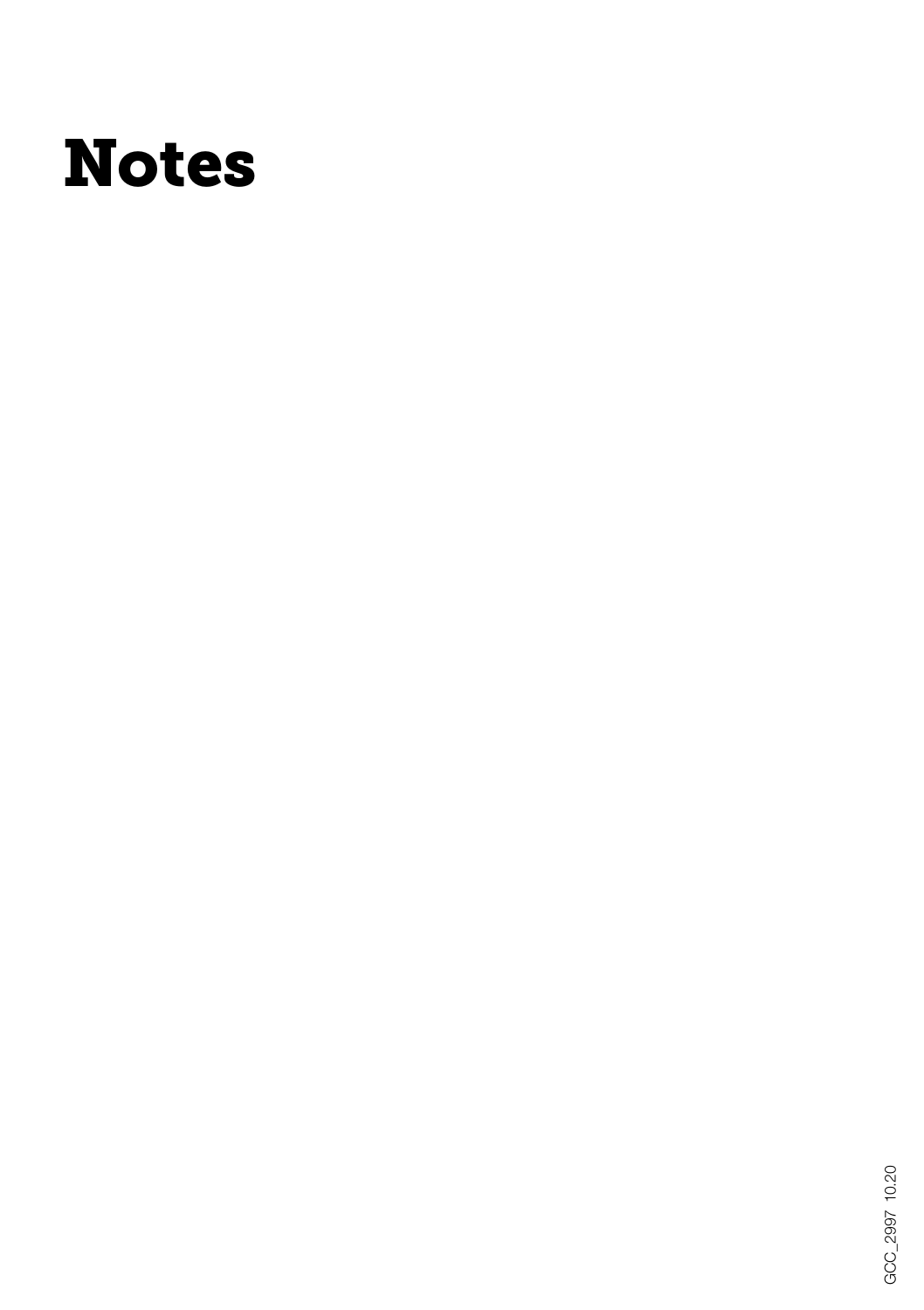# Notes

GCC_2997 10.20